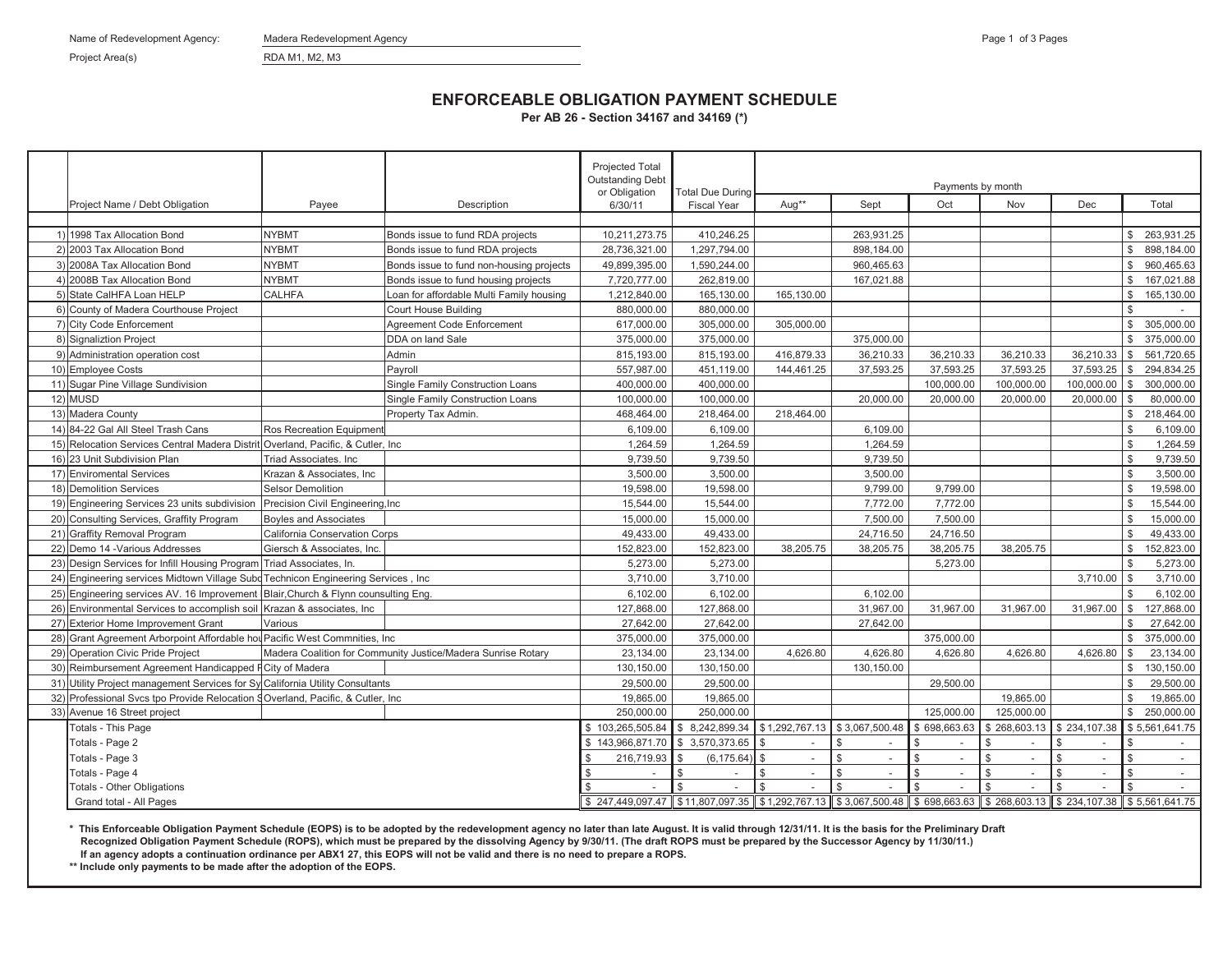Name of Redevelopment Agency: Madera Redevelopment Agency

Project Area(s) RDA M1, M2, M3

# ENFORCEABLE OBLIGATION PAYMENT SCHEDULE

**Per AB 26 - Section 34167 and 34169 (*)**

| | Project Name / Debt Obligation | Payee | Description | Projected Total Outstanding Debt or Obligation 6/30/11 | Total Due During Fiscal Year | Payments by month | | | | | |
|---|---|---|---|---|---|---|---|---|---|---|---|
| | | | | | | Aug** | Sept | Oct | Nov | Dec | Total |
| 1) | 1998 Tax Allocation Bond | NYBMT | Bonds issue to fund RDA projects | 10,211,273.75 | 410,246.25 | | 263,931.25 | | | | $ 263,931.25 |
| 2) | 2003 Tax Allocation Bond | NYBMT | Bonds issue to fund RDA projects | 28,736,321.00 | 1,297,794.00 | | 898,184.00 | | | | $ 898,184.00 |
| 3) | 2008A Tax Allocation Bond | NYBMT | Bonds issue to fund non-housing projects | 49,899,395.00 | 1,590,244.00 | | 960,465.63 | | | | $ 960,465.63 |
| 4) | 2008B Tax Allocation Bond | NYBMT | Bonds issue to fund housing projects | 7,720,777.00 | 262,819.00 | | 167,021.88 | | | | $ 167,021.88 |
| 5) | State CalHFA Loan HELP | CALHFA | Loan for affordable Multi Family housing | 1,212,840.00 | 165,130.00 | 165,130.00 | | | | | $ 165,130.00 |
| 6) | County of Madera Courthouse Project | | Court House Building | 880,000.00 | 880,000.00 | | | | | | $ - |
| 7) | City Code Enforcement | | Agreement Code Enforcement | 617,000.00 | 305,000.00 | 305,000.00 | | | | | $ 305,000.00 |
| 8) | Signaliztion Project | | DDA on land Sale | 375,000.00 | 375,000.00 | | 375,000.00 | | | | $ 375,000.00 |
| 9) | Administration operation cost | | Admin | 815,193.00 | 815,193.00 | 416,879.33 | 36,210.33 | 36,210.33 | 36,210.33 | 36,210.33 | $ 561,720.65 |
| 10) | Employee Costs | | Payroll | 557,987.00 | 451,119.00 | 144,461.25 | 37,593.25 | 37,593.25 | 37,593.25 | 37,593.25 | $ 294,834.25 |
| 11) | Sugar Pine Village Sundivision | | Single Family Construction Loans | 400,000.00 | 400,000.00 | | | 100,000.00 | 100,000.00 | 100,000.00 | $ 300,000.00 |
| 12) | MUSD | | Single Family Construction Loans | 100,000.00 | 100,000.00 | | 20,000.00 | 20,000.00 | 20,000.00 | 20,000.00 | $ 80,000.00 |
| 13) | Madera County | | Property Tax Admin. | 468,464.00 | 218,464.00 | 218,464.00 | | | | | $ 218,464.00 |
| 14) | 84-22 Gal All Steel Trash Cans | Ros Recreation Equipment | | 6,109.00 | 6,109.00 | | 6,109.00 | | | | $ 6,109.00 |
| 15) | Relocation Services Central Madera Distrit | Overland, Pacific, & Cutler, Inc | | 1,264.59 | 1,264.59 | | 1,264.59 | | | | $ 1,264.59 |
| 16) | 23 Unit Subdivision Plan | Triad Associates. Inc | | 9,739.50 | 9,739.50 | | 9,739.50 | | | | $ 9,739.50 |
| 17) | Enviromental Services | Krazan & Associates, Inc | | 3,500.00 | 3,500.00 | | 3,500.00 | | | | $ 3,500.00 |
| 18) | Demolition Services | Selsor Demolition | | 19,598.00 | 19,598.00 | | 9,799.00 | 9,799.00 | | | $ 19,598.00 |
| 19) | Engineering Services 23 units subdivision | Precision Civil Engineering,Inc | | 15,544.00 | 15,544.00 | | 7,772.00 | 7,772.00 | | | $ 15,544.00 |
| 20) | Consulting Services, Graffity Program | Boyles and Associates | | 15,000.00 | 15,000.00 | | 7,500.00 | 7,500.00 | | | $ 15,000.00 |
| 21) | Graffity Removal Program | California Conservation Corps | | 49,433.00 | 49,433.00 | | 24,716.50 | 24,716.50 | | | $ 49,433.00 |
| 22) | Demo 14 -Various Addresses | Giersch & Associates, Inc. | | 152,823.00 | 152,823.00 | 38,205.75 | 38,205.75 | 38,205.75 | 38,205.75 | | $ 152,823.00 |
| 23) | Design Services for Infill Housing Program | Triad Associates, In. | | 5,273.00 | 5,273.00 | | | 5,273.00 | | | $ 5,273.00 |
| 24) | Engineering services Midtown Village Subd | Technicon Engineering Services , Inc | | 3,710.00 | 3,710.00 | | | | | 3,710.00 | $ 3,710.00 |
| 25) | Engineering services AV. 16 Improvement | Blair,Church & Flynn counsulting Eng. | | 6,102.00 | 6,102.00 | | 6,102.00 | | | | $ 6,102.00 |
| 26) | Environmental Services to accomplish soil | Krazan & associates, Inc | | 127,868.00 | 127,868.00 | | 31,967.00 | 31,967.00 | 31,967.00 | 31,967.00 | $ 127,868.00 |
| 27) | Exterior Home Improvement Grant | Various | | 27,642.00 | 27,642.00 | | 27,642.00 | | | | $ 27,642.00 |
| 28) | Grant Agreement Arborpoint Affordable hou | Pacific West Commnities, Inc | | 375,000.00 | 375,000.00 | | | 375,000.00 | | | $ 375,000.00 |
| 29) | Operation Civic Pride Project | Madera Coalition for Community Justice/Madera Sunrise Rotary | | 23,134.00 | 23,134.00 | 4,626.80 | 4,626.80 | 4,626.80 | 4,626.80 | 4,626.80 | $ 23,134.00 |
| 30) | Reimbursement Agreement Handicapped F | City of Madera | | 130,150.00 | 130,150.00 | | 130,150.00 | | | | $ 130,150.00 |
| 31) | Utility Project management Services for Sy | California Utility Consultants | | 29,500.00 | 29,500.00 | | | 29,500.00 | | | $ 29,500.00 |
| 32) | Professional Svcs tpo Provide Relocation S | Overland, Pacific, & Cutler, Inc | | 19,865.00 | 19,865.00 | | | | 19,865.00 | | $ 19,865.00 |
| 33) | Avenue 16 Street project | | | 250,000.00 | 250,000.00 | | | 125,000.00 | 125,000.00 | | $ 250,000.00 |
| | Totals - This Page | | | $ 103,265,505.84 | $ 8,242,899.34 | $ 1,292,767.13 | $ 3,067,500.48 | $ 698,663.63 | $ 268,603.13 | $ 234,107.38 | $ 5,561,641.75 |
| | Totals - Page 2 | | | $ 143,966,871.70 | $ 3,570,373.65 | $ - | $ - | $ - | $ - | $ - | $ - |
| | Totals - Page 3 | | | $ 216,719.93 | $ (6,175.64) | $ - | $ - | $ - | $ - | $ - | $ - |
| | Totals - Page 4 | | | $ - | $ - | $ - | $ - | $ - | $ - | $ - | $ - |
| | Totals - Other Obligations | | | $ - | $ - | $ - | $ - | $ - | $ - | $ - | $ - |
| | Grand total - All Pages | | | $ 247,449,097.47 | $ 11,807,097.35 | $ 1,292,767.13 | $ 3,067,500.48 | $ 698,663.63 | $ 268,603.13 | $ 234,107.38 | $ 5,561,641.75 |

**\* This Enforceable Obligation Payment Schedule (EOPS) is to be adopted by the redevelopment agency no later than late August. It is valid through 12/31/11. It is the basis for the Preliminary Draft Recognized Obligation Payment Schedule (ROPS), which must be prepared by the dissolving Agency by 9/30/11. (The draft ROPS must be prepared by the Successor Agency by 11/30/11.) If an agency adopts a continuation ordinance per ABX1 27, this EOPS will not be valid and there is no need to prepare a ROPS.**

**\*\* Include only payments to be made after the adoption of the EOPS.**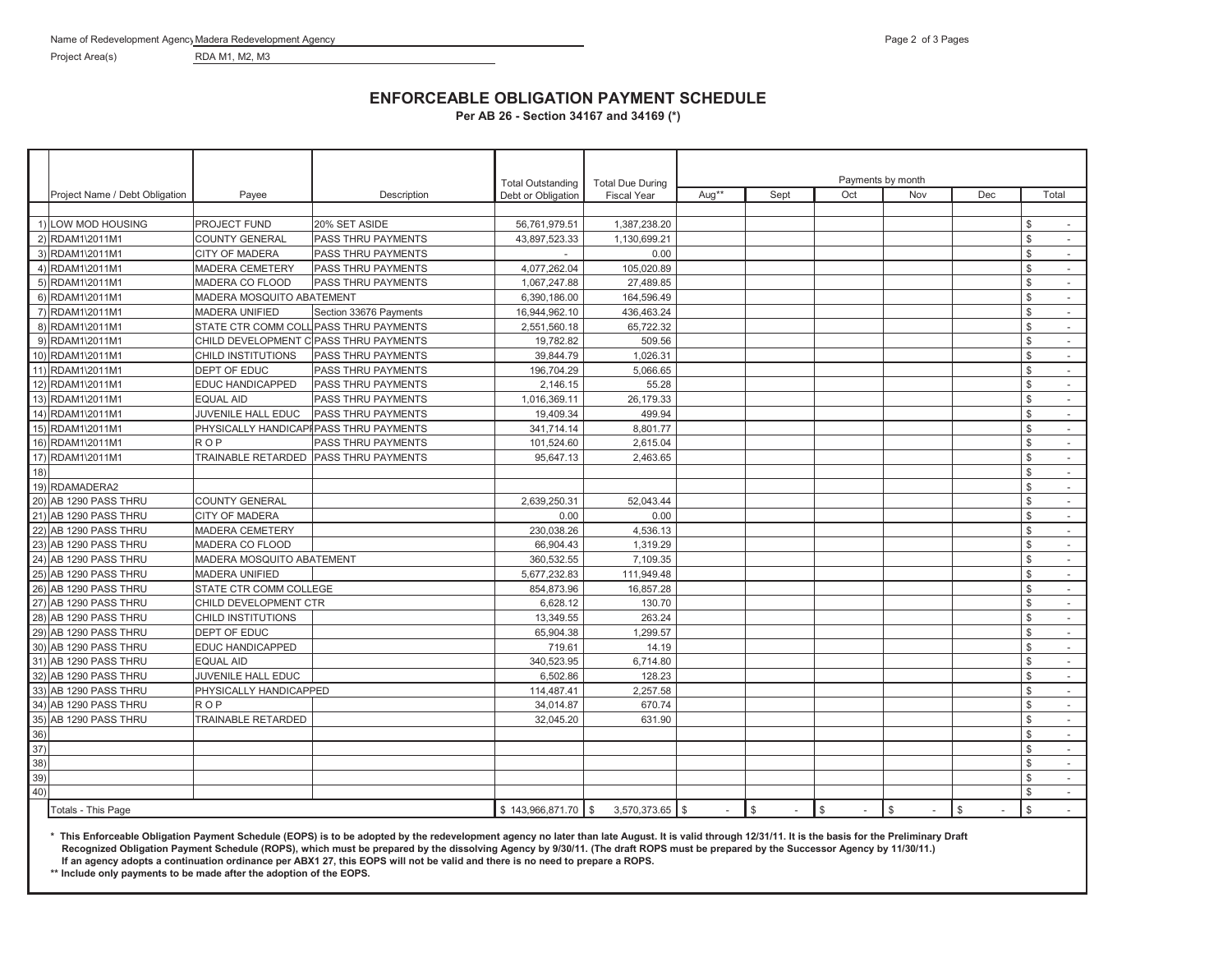Name of Redevelopment Agency: Madera Redevelopment Agency

Project Area(s): RDA M1, M2, M3

## ENFORCEABLE OBLIGATION PAYMENT SCHEDULE

**Per AB 26 - Section 34167 and 34169 (*)**

| | Project Name / Debt Obligation | Payee | Description | Total Outstanding Debt or Obligation | Total Due During Fiscal Year | Payments by month | | | | | |
|---|---|---|---|---|---|---|---|---|---|---|---|
| | | | | | | Aug** | Sept | Oct | Nov | Dec | Total |
| 1) | LOW MOD HOUSING | PROJECT FUND | 20% SET ASIDE | 56,761,979.51 | 1,387,238.20 | | | | | | $ - |
| 2) | RDAM1\2011M1 | COUNTY GENERAL | PASS THRU PAYMENTS | 43,897,523.33 | 1,130,699.21 | | | | | | $ - |
| 3) | RDAM1\2011M1 | CITY OF MADERA | PASS THRU PAYMENTS | - | 0.00 | | | | | | $ - |
| 4) | RDAM1\2011M1 | MADERA CEMETERY | PASS THRU PAYMENTS | 4,077,262.04 | 105,020.89 | | | | | | $ - |
| 5) | RDAM1\2011M1 | MADERA CO FLOOD | PASS THRU PAYMENTS | 1,067,247.88 | 27,489.85 | | | | | | $ - |
| 6) | RDAM1\2011M1 | MADERA MOSQUITO ABATEMENT | | 6,390,186.00 | 164,596.49 | | | | | | $ - |
| 7) | RDAM1\2011M1 | MADERA UNIFIED | Section 33676 Payments | 16,944,962.10 | 436,463.24 | | | | | | $ - |
| 8) | RDAM1\2011M1 | STATE CTR COMM COLL | PASS THRU PAYMENTS | 2,551,560.18 | 65,722.32 | | | | | | $ - |
| 9) | RDAM1\2011M1 | CHILD DEVELOPMENT C | PASS THRU PAYMENTS | 19,782.82 | 509.56 | | | | | | $ - |
| 10) | RDAM1\2011M1 | CHILD INSTITUTIONS | PASS THRU PAYMENTS | 39,844.79 | 1,026.31 | | | | | | $ - |
| 11) | RDAM1\2011M1 | DEPT OF EDUC | PASS THRU PAYMENTS | 196,704.29 | 5,066.65 | | | | | | $ - |
| 12) | RDAM1\2011M1 | EDUC HANDICAPPED | PASS THRU PAYMENTS | 2,146.15 | 55.28 | | | | | | $ - |
| 13) | RDAM1\2011M1 | EQUAL AID | PASS THRU PAYMENTS | 1,016,369.11 | 26,179.33 | | | | | | $ - |
| 14) | RDAM1\2011M1 | JUVENILE HALL EDUC | PASS THRU PAYMENTS | 19,409.34 | 499.94 | | | | | | $ - |
| 15) | RDAM1\2011M1 | PHYSICALLY HANDICAPI | PASS THRU PAYMENTS | 341,714.14 | 8,801.77 | | | | | | $ - |
| 16) | RDAM1\2011M1 | R O P | PASS THRU PAYMENTS | 101,524.60 | 2,615.04 | | | | | | $ - |
| 17) | RDAM1\2011M1 | TRAINABLE RETARDED | PASS THRU PAYMENTS | 95,647.13 | 2,463.65 | | | | | | $ - |
| 18) | | | | | | | | | | | $ - |
| 19) | RDAMADERA2 | | | | | | | | | | $ - |
| 20) | AB 1290 PASS THRU | COUNTY GENERAL | | 2,639,250.31 | 52,043.44 | | | | | | $ - |
| 21) | AB 1290 PASS THRU | CITY OF MADERA | | 0.00 | 0.00 | | | | | | $ - |
| 22) | AB 1290 PASS THRU | MADERA CEMETERY | | 230,038.26 | 4,536.13 | | | | | | $ - |
| 23) | AB 1290 PASS THRU | MADERA CO FLOOD | | 66,904.43 | 1,319.29 | | | | | | $ - |
| 24) | AB 1290 PASS THRU | MADERA MOSQUITO ABATEMENT | | 360,532.55 | 7,109.35 | | | | | | $ - |
| 25) | AB 1290 PASS THRU | MADERA UNIFIED | | 5,677,232.83 | 111,949.48 | | | | | | $ - |
| 26) | AB 1290 PASS THRU | STATE CTR COMM COLLEGE | | 854,873.96 | 16,857.28 | | | | | | $ - |
| 27) | AB 1290 PASS THRU | CHILD DEVELOPMENT CTR | | 6,628.12 | 130.70 | | | | | | $ - |
| 28) | AB 1290 PASS THRU | CHILD INSTITUTIONS | | 13,349.55 | 263.24 | | | | | | $ - |
| 29) | AB 1290 PASS THRU | DEPT OF EDUC | | 65,904.38 | 1,299.57 | | | | | | $ - |
| 30) | AB 1290 PASS THRU | EDUC HANDICAPPED | | 719.61 | 14.19 | | | | | | $ - |
| 31) | AB 1290 PASS THRU | EQUAL AID | | 340,523.95 | 6,714.80 | | | | | | $ - |
| 32) | AB 1290 PASS THRU | JUVENILE HALL EDUC | | 6,502.86 | 128.23 | | | | | | $ - |
| 33) | AB 1290 PASS THRU | PHYSICALLY HANDICAPPED | | 114,487.41 | 2,257.58 | | | | | | $ - |
| 34) | AB 1290 PASS THRU | R O P | | 34,014.87 | 670.74 | | | | | | $ - |
| 35) | AB 1290 PASS THRU | TRAINABLE RETARDED | | 32,045.20 | 631.90 | | | | | | $ - |
| 36) | | | | | | | | | | | $ - |
| 37) | | | | | | | | | | | $ - |
| 38) | | | | | | | | | | | $ - |
| 39) | | | | | | | | | | | $ - |
| 40) | | | | | | | | | | | $ - |
| | Totals - This Page | | | $ 143,966,871.70 | $ 3,570,373.65 | $ - | $ - | $ - | $ - | $ - | $ - |

**\* This Enforceable Obligation Payment Schedule (EOPS) is to be adopted by the redevelopment agency no later than late August. It is valid through 12/31/11. It is the basis for the Preliminary Draft Recognized Obligation Payment Schedule (ROPS), which must be prepared by the dissolving Agency by 9/30/11. (The draft ROPS must be prepared by the Successor Agency by 11/30/11.) If an agency adopts a continuation ordinance per ABX1 27, this EOPS will not be valid and there is no need to prepare a ROPS.**

**\*\* Include only payments to be made after the adoption of the EOPS.**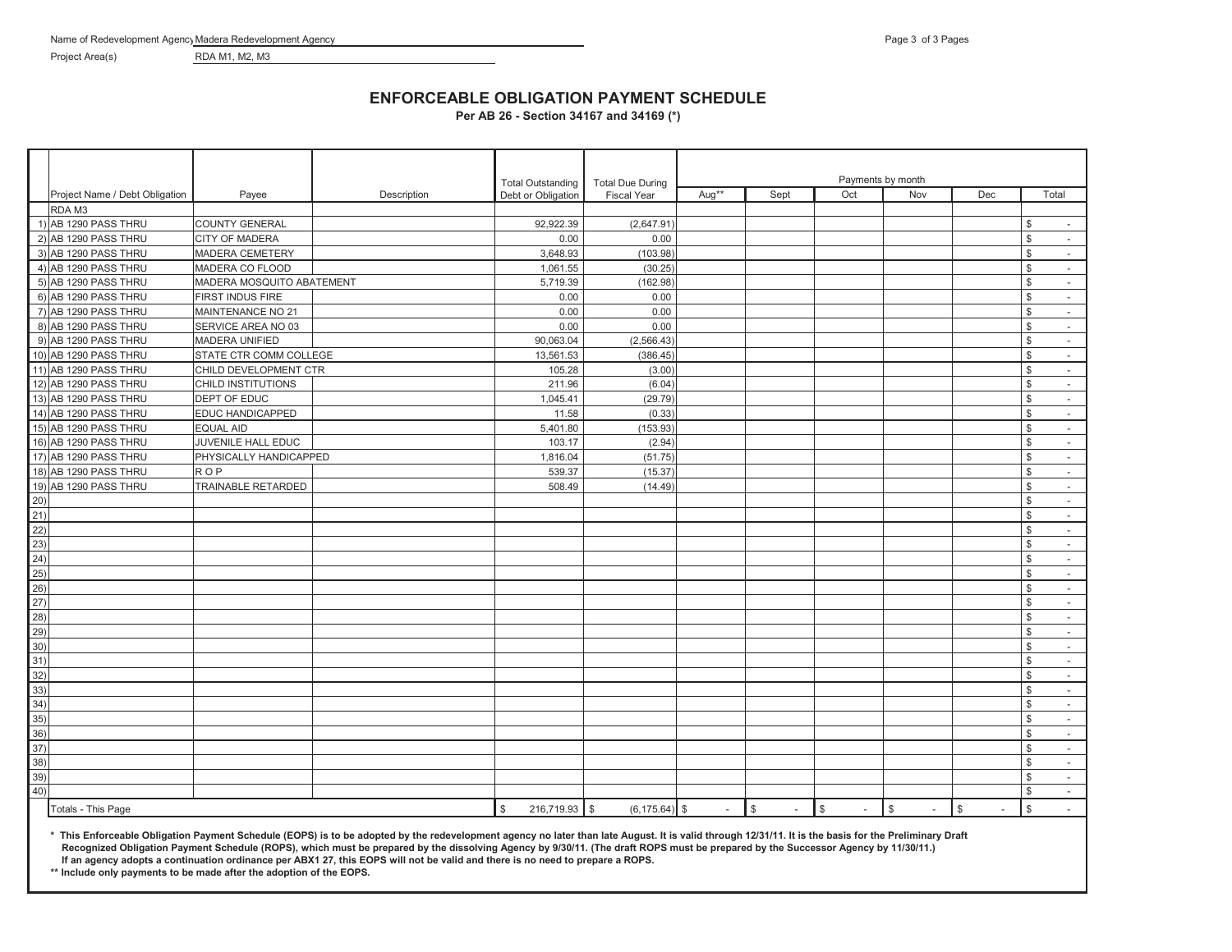Name of Redevelopment Agency: Madera Redevelopment Agency

Project Area(s): RDA M1, M2, M3

# ENFORCEABLE OBLIGATION PAYMENT SCHEDULE

**Per AB 26 - Section 34167 and 34169 (*)**

| | Project Name / Debt Obligation | Payee | Description | Total Outstanding Debt or Obligation | Total Due During Fiscal Year | Payments by month | | | | | |
|---|---|---|---|---|---|---|---|---|---|---|---|
| | | | | | | Aug** | Sept | Oct | Nov | Dec | Total |
| | RDA M3 | | | | | | | | | | |
| 1) | AB 1290 PASS THRU | COUNTY GENERAL | | 92,922.39 | (2,647.91) | | | | | | $ - |
| 2) | AB 1290 PASS THRU | CITY OF MADERA | | 0.00 | 0.00 | | | | | | $ - |
| 3) | AB 1290 PASS THRU | MADERA CEMETERY | | 3,648.93 | (103.98) | | | | | | $ - |
| 4) | AB 1290 PASS THRU | MADERA CO FLOOD | | 1,061.55 | (30.25) | | | | | | $ - |
| 5) | AB 1290 PASS THRU | MADERA MOSQUITO ABATEMENT | | 5,719.39 | (162.98) | | | | | | $ - |
| 6) | AB 1290 PASS THRU | FIRST INDUS FIRE | | 0.00 | 0.00 | | | | | | $ - |
| 7) | AB 1290 PASS THRU | MAINTENANCE NO 21 | | 0.00 | 0.00 | | | | | | $ - |
| 8) | AB 1290 PASS THRU | SERVICE AREA NO 03 | | 0.00 | 0.00 | | | | | | $ - |
| 9) | AB 1290 PASS THRU | MADERA UNIFIED | | 90,063.04 | (2,566.43) | | | | | | $ - |
| 10) | AB 1290 PASS THRU | STATE CTR COMM COLLEGE | | 13,561.53 | (386.45) | | | | | | $ - |
| 11) | AB 1290 PASS THRU | CHILD DEVELOPMENT CTR | | 105.28 | (3.00) | | | | | | $ - |
| 12) | AB 1290 PASS THRU | CHILD INSTITUTIONS | | 211.96 | (6.04) | | | | | | $ - |
| 13) | AB 1290 PASS THRU | DEPT OF EDUC | | 1,045.41 | (29.79) | | | | | | $ - |
| 14) | AB 1290 PASS THRU | EDUC HANDICAPPED | | 11.58 | (0.33) | | | | | | $ - |
| 15) | AB 1290 PASS THRU | EQUAL AID | | 5,401.80 | (153.93) | | | | | | $ - |
| 16) | AB 1290 PASS THRU | JUVENILE HALL EDUC | | 103.17 | (2.94) | | | | | | $ - |
| 17) | AB 1290 PASS THRU | PHYSICALLY HANDICAPPED | | 1,816.04 | (51.75) | | | | | | $ - |
| 18) | AB 1290 PASS THRU | R O P | | 539.37 | (15.37) | | | | | | $ - |
| 19) | AB 1290 PASS THRU | TRAINABLE RETARDED | | 508.49 | (14.49) | | | | | | $ - |
| 20) | | | | | | | | | | | $ - |
| 21) | | | | | | | | | | | $ - |
| 22) | | | | | | | | | | | $ - |
| 23) | | | | | | | | | | | $ - |
| 24) | | | | | | | | | | | $ - |
| 25) | | | | | | | | | | | $ - |
| 26) | | | | | | | | | | | $ - |
| 27) | | | | | | | | | | | $ - |
| 28) | | | | | | | | | | | $ - |
| 29) | | | | | | | | | | | $ - |
| 30) | | | | | | | | | | | $ - |
| 31) | | | | | | | | | | | $ - |
| 32) | | | | | | | | | | | $ - |
| 33) | | | | | | | | | | | $ - |
| 34) | | | | | | | | | | | $ - |
| 35) | | | | | | | | | | | $ - |
| 36) | | | | | | | | | | | $ - |
| 37) | | | | | | | | | | | $ - |
| 38) | | | | | | | | | | | $ - |
| 39) | | | | | | | | | | | $ - |
| 40) | | | | | | | | | | | $ - |
| | Totals - This Page | | | $ 216,719.93 | $ (6,175.64) | $ - | $ - | $ - | $ - | $ - | $ - |

**\* This Enforceable Obligation Payment Schedule (EOPS) is to be adopted by the redevelopment agency no later than late August. It is valid through 12/31/11. It is the basis for the Preliminary Draft Recognized Obligation Payment Schedule (ROPS), which must be prepared by the dissolving Agency by 9/30/11. (The draft ROPS must be prepared by the Successor Agency by 11/30/11.) If an agency adopts a continuation ordinance per ABX1 27, this EOPS will not be valid and there is no need to prepare a ROPS.**

**\*\* Include only payments to be made after the adoption of the EOPS.**